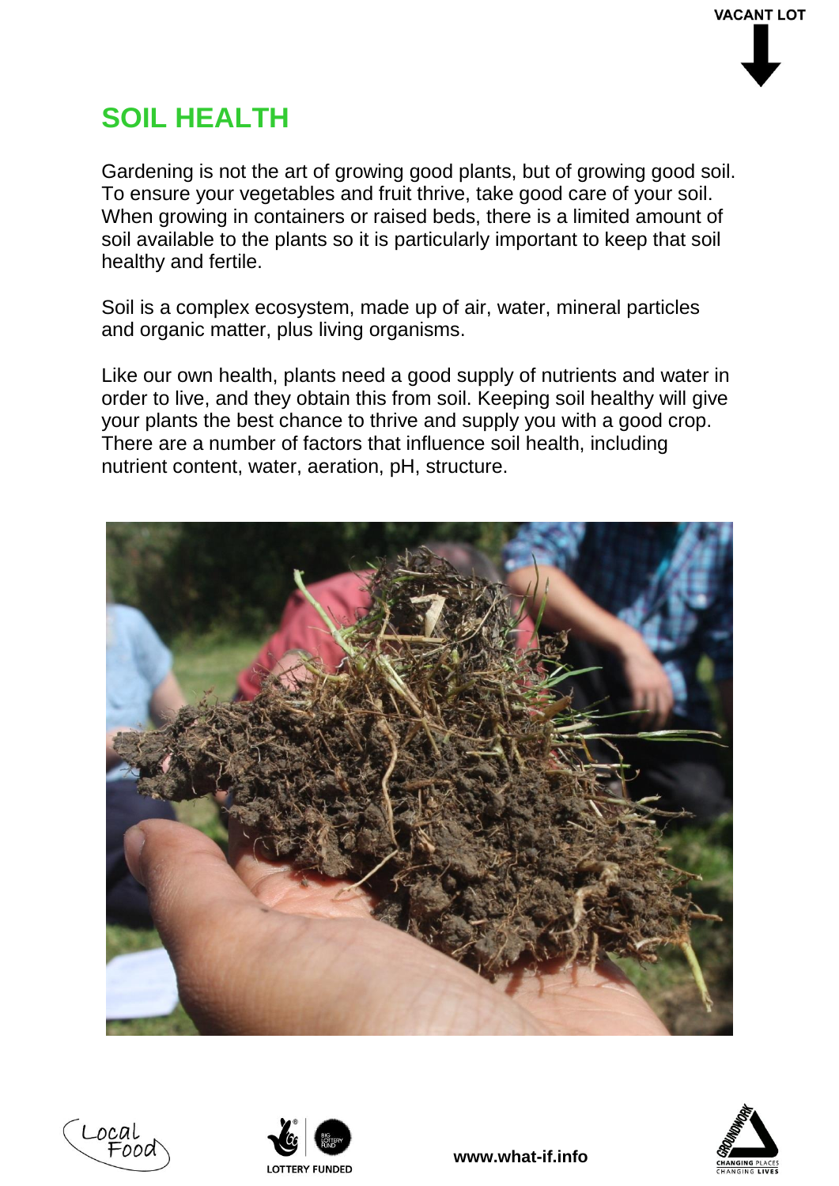VACANT LOT

# SOIL HEALTH

Gardening is not the art of growing good plants, but of growing good soil. To ensure your vegetables and fruit thrive, take good care of your soil. When growing in containers or raised beds, there is a limited amount of soil available to the plants so it is particularly important to keep that soil healthy and fertile.

Soil is a complex ecosystem, made up of air, water, mineral particles and organic matter, plus living organisms.

Like our own health, plants need a good supply of nutrients and water in order to live, and they obtain this from soil. Keeping soil healthy will give your plants the best chance to thrive and supply you with a good crop. There are a number of factors that influence soil health, including nutrient content, water, aeration, pH, structure.

www.what-if.info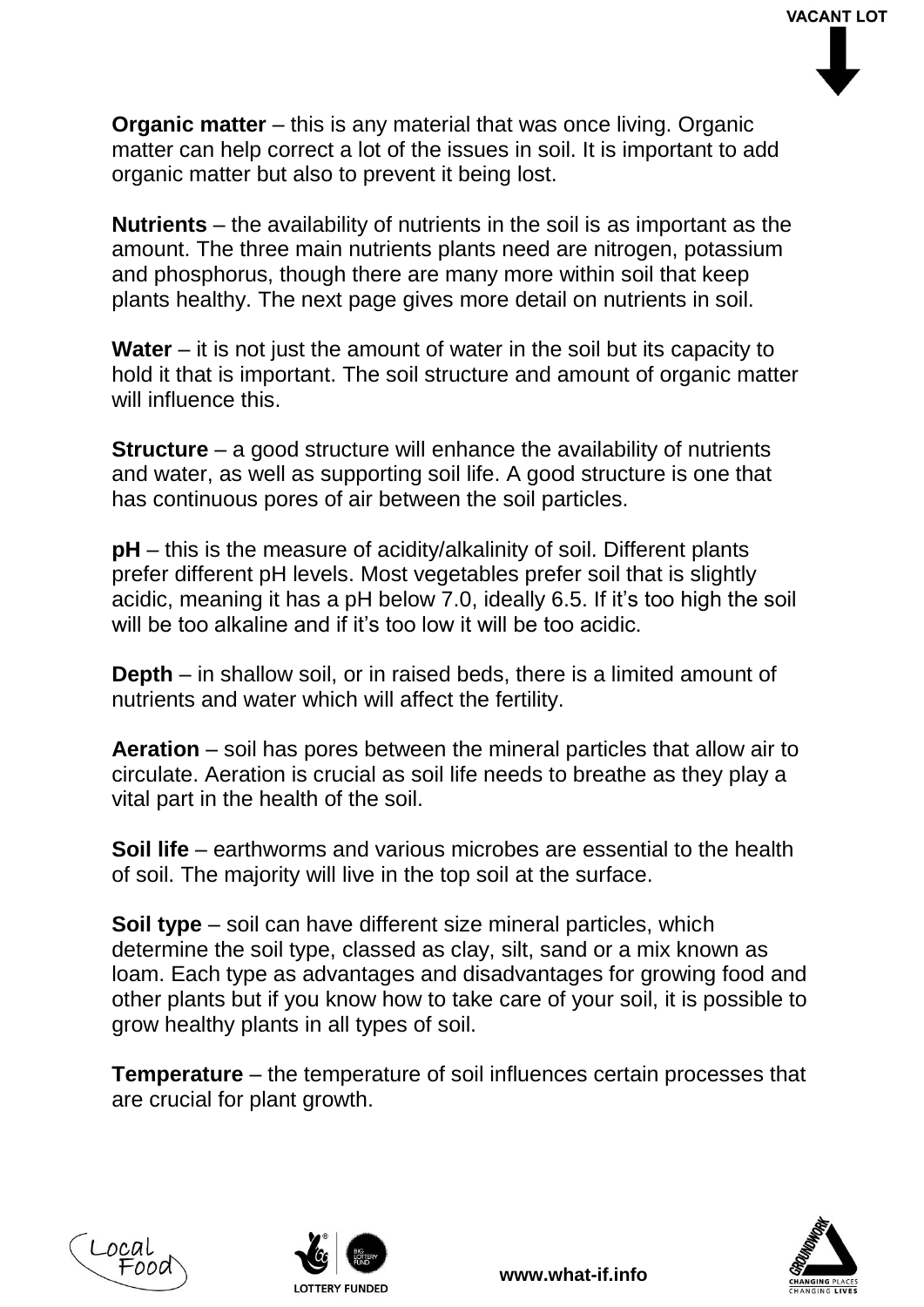**Organic matter** – this is any material that was once living. Organic matter can help correct a lot of the issues in soil. It is important to add organic matter but also to prevent it being lost.

**Nutrients** – the availability of nutrients in the soil is as important as the amount. The three main nutrients plants need are nitrogen, potassium and phosphorus, though there are many more within soil that keep plants healthy. The next page gives more detail on nutrients in soil.

**Water** – it is not just the amount of water in the soil but its capacity to hold it that is important. The soil structure and amount of organic matter will influence this.

**Structure** – a good structure will enhance the availability of nutrients and water, as well as supporting soil life. A good structure is one that has continuous pores of air between the soil particles.

**pH** – this is the measure of acidity/alkalinity of soil. Different plants prefer different pH levels. Most vegetables prefer soil that is slightly acidic, meaning it has a pH below 7.0, ideally 6.5. If it's too high the soil will be too alkaline and if it's too low it will be too acidic.

**Depth** – in shallow soil, or in raised beds, there is a limited amount of nutrients and water which will affect the fertility.

**Aeration** – soil has pores between the mineral particles that allow air to circulate. Aeration is crucial as soil life needs to breathe as they play a vital part in the health of the soil.

**Soil life** – earthworms and various microbes are essential to the health of soil. The majority will live in the top soil at the surface.

**Soil type** – soil can have different size mineral particles, which determine the soil type, classed as clay, silt, sand or a mix known as loam. Each type as advantages and disadvantages for growing food and other plants but if you know how to take care of your soil, it is possible to grow healthy plants in all types of soil.

**Temperature** – the temperature of soil influences certain processes that are crucial for plant growth.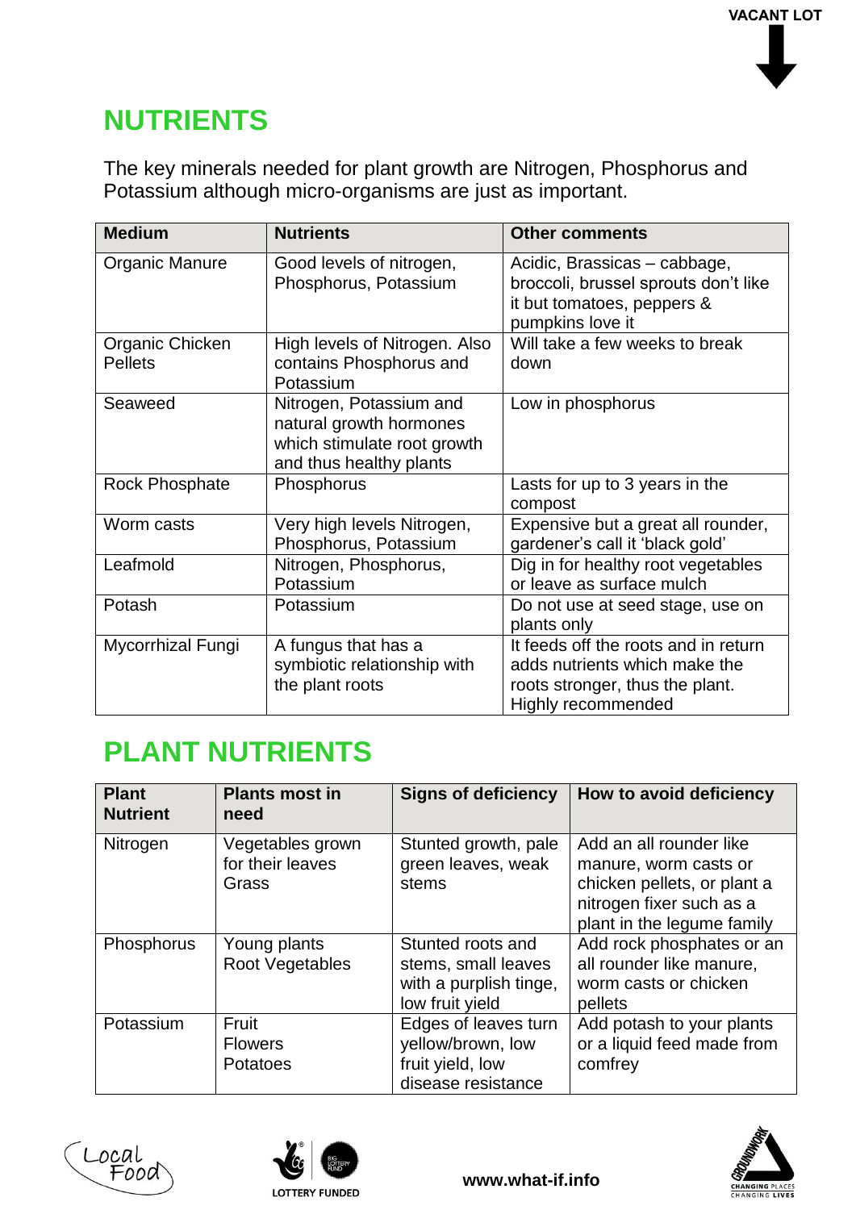VACANT LOT

# NUTRIENTS

The key minerals needed for plant growth are Nitrogen, Phosphorus and Potassium although micro-organisms are just as important.

| Medium | Nutrients | Other comments |
|---|---|---|
| Organic Manure | Good levels of nitrogen, Phosphorus, Potassium | Acidic, Brassicas – cabbage, broccoli, brussel sprouts don't like it but tomatoes, peppers & pumpkins love it |
| Organic Chicken Pellets | High levels of Nitrogen. Also contains Phosphorus and Potassium | Will take a few weeks to break down |
| Seaweed | Nitrogen, Potassium and natural growth hormones which stimulate root growth and thus healthy plants | Low in phosphorus |
| Rock Phosphate | Phosphorus | Lasts for up to 3 years in the compost |
| Worm casts | Very high levels Nitrogen, Phosphorus, Potassium | Expensive but a great all rounder, gardener's call it 'black gold' |
| Leafmold | Nitrogen, Phosphorus, Potassium | Dig in for healthy root vegetables or leave as surface mulch |
| Potash | Potassium | Do not use at seed stage, use on plants only |
| Mycorrhizal Fungi | A fungus that has a symbiotic relationship with the plant roots | It feeds off the roots and in return adds nutrients which make the roots stronger, thus the plant. Highly recommended |

# PLANT NUTRIENTS

| Plant Nutrient | Plants most in need | Signs of deficiency | How to avoid deficiency |
|---|---|---|---|
| Nitrogen | Vegetables grown for their leaves<br>Grass | Stunted growth, pale green leaves, weak stems | Add an all rounder like manure, worm casts or chicken pellets, or plant a nitrogen fixer such as a plant in the legume family |
| Phosphorus | Young plants<br>Root Vegetables | Stunted roots and stems, small leaves with a purplish tinge, low fruit yield | Add rock phosphates or an all rounder like manure, worm casts or chicken pellets |
| Potassium | Fruit<br>Flowers<br>Potatoes | Edges of leaves turn yellow/brown, low fruit yield, low disease resistance | Add potash to your plants or a liquid feed made from comfrey |

Local Food

LOTTERY FUNDED

www.what-if.info

GROUNDWORK CHANGING PLACES CHANGING LIVES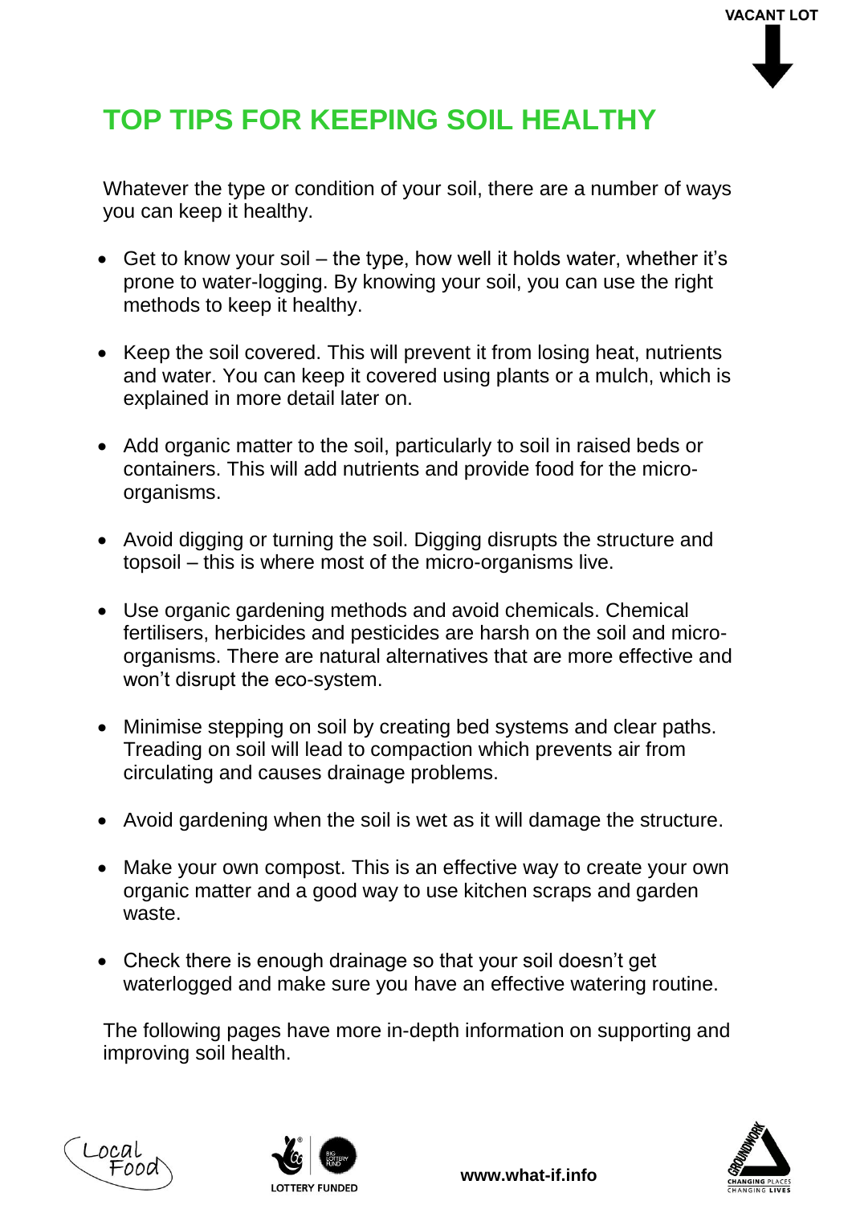# TOP TIPS FOR KEEPING SOIL HEALTHY

Whatever the type or condition of your soil, there are a number of ways you can keep it healthy.

- Get to know your soil – the type, how well it holds water, whether it's prone to water-logging. By knowing your soil, you can use the right methods to keep it healthy.
- Keep the soil covered. This will prevent it from losing heat, nutrients and water. You can keep it covered using plants or a mulch, which is explained in more detail later on.
- Add organic matter to the soil, particularly to soil in raised beds or containers. This will add nutrients and provide food for the micro-organisms.
- Avoid digging or turning the soil. Digging disrupts the structure and topsoil – this is where most of the micro-organisms live.
- Use organic gardening methods and avoid chemicals. Chemical fertilisers, herbicides and pesticides are harsh on the soil and micro-organisms. There are natural alternatives that are more effective and won't disrupt the eco-system.
- Minimise stepping on soil by creating bed systems and clear paths. Treading on soil will lead to compaction which prevents air from circulating and causes drainage problems.
- Avoid gardening when the soil is wet as it will damage the structure.
- Make your own compost. This is an effective way to create your own organic matter and a good way to use kitchen scraps and garden waste.
- Check there is enough drainage so that your soil doesn't get waterlogged and make sure you have an effective watering routine.

The following pages have more in-depth information on supporting and improving soil health.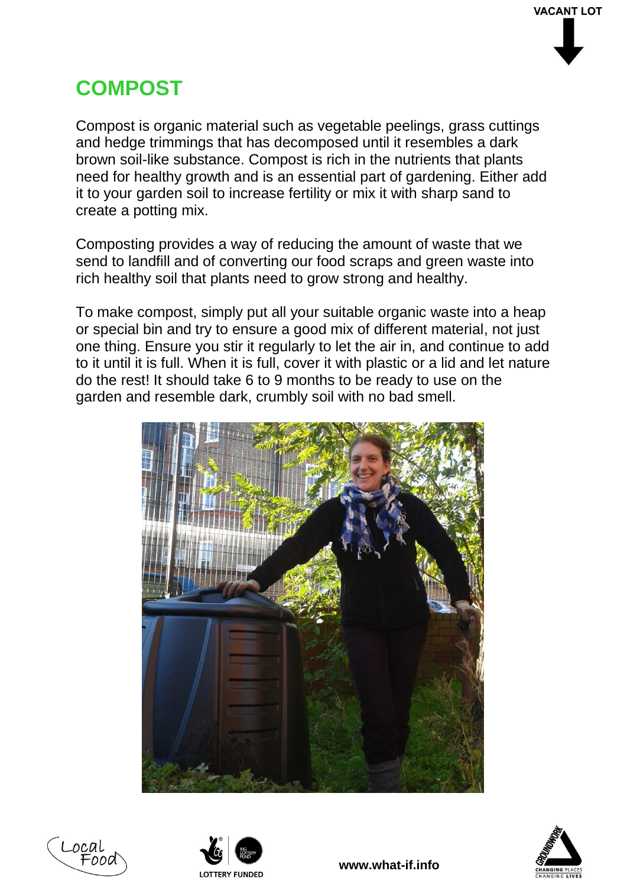VACANT LOT

# COMPOST

Compost is organic material such as vegetable peelings, grass cuttings and hedge trimmings that has decomposed until it resembles a dark brown soil-like substance. Compost is rich in the nutrients that plants need for healthy growth and is an essential part of gardening. Either add it to your garden soil to increase fertility or mix it with sharp sand to create a potting mix.

Composting provides a way of reducing the amount of waste that we send to landfill and of converting our food scraps and green waste into rich healthy soil that plants need to grow strong and healthy.

To make compost, simply put all your suitable organic waste into a heap or special bin and try to ensure a good mix of different material, not just one thing. Ensure you stir it regularly to let the air in, and continue to add to it until it is full. When it is full, cover it with plastic or a lid and let nature do the rest! It should take 6 to 9 months to be ready to use on the garden and resemble dark, crumbly soil with no bad smell.

www.what-if.info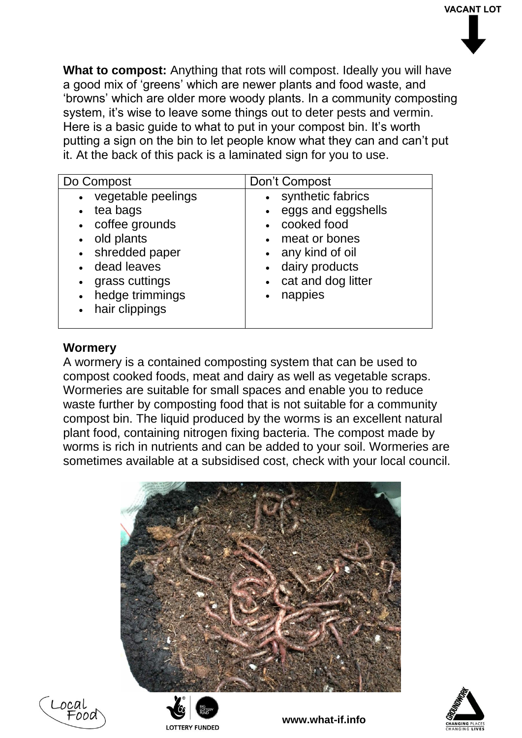**What to compost:** Anything that rots will compost. Ideally you will have a good mix of 'greens' which are newer plants and food waste, and 'browns' which are older more woody plants. In a community composting system, it's wise to leave some things out to deter pests and vermin. Here is a basic guide to what to put in your compost bin. It's worth putting a sign on the bin to let people know what they can and can't put it. At the back of this pack is a laminated sign for you to use.

| Do Compost | Don't Compost |
|---|---|
| • vegetable peelings<br>• tea bags<br>• coffee grounds<br>• old plants<br>• shredded paper<br>• dead leaves<br>• grass cuttings<br>• hedge trimmings<br>• hair clippings | • synthetic fabrics<br>• eggs and eggshells<br>• cooked food<br>• meat or bones<br>• any kind of oil<br>• dairy products<br>• cat and dog litter<br>• nappies |

**Wormery**

A wormery is a contained composting system that can be used to compost cooked foods, meat and dairy as well as vegetable scraps. Wormeries are suitable for small spaces and enable you to reduce waste further by composting food that is not suitable for a community compost bin. The liquid produced by the worms is an excellent natural plant food, containing nitrogen fixing bacteria. The compost made by worms is rich in nutrients and can be added to your soil. Wormeries are sometimes available at a subsidised cost, check with your local council.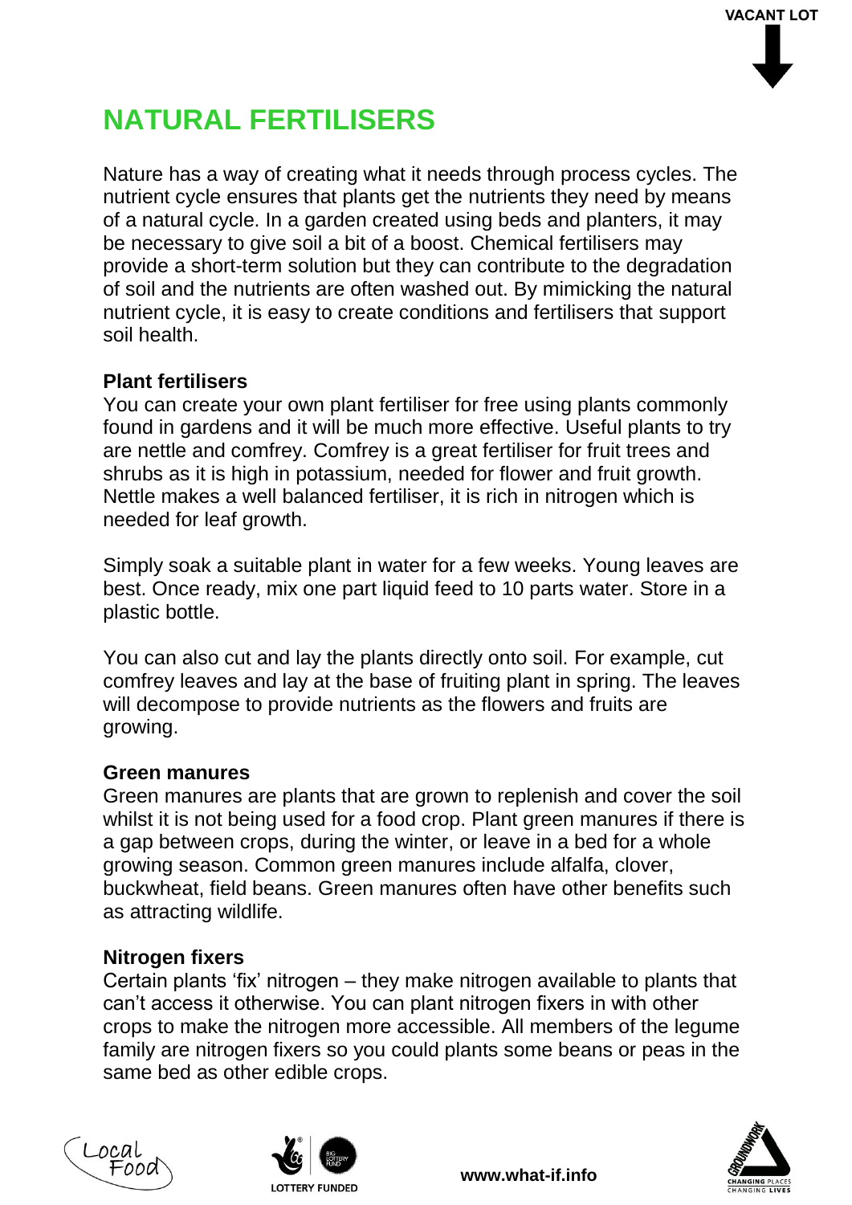# NATURAL FERTILISERS

Nature has a way of creating what it needs through process cycles. The nutrient cycle ensures that plants get the nutrients they need by means of a natural cycle. In a garden created using beds and planters, it may be necessary to give soil a bit of a boost. Chemical fertilisers may provide a short-term solution but they can contribute to the degradation of soil and the nutrients are often washed out. By mimicking the natural nutrient cycle, it is easy to create conditions and fertilisers that support soil health.

**Plant fertilisers**

You can create your own plant fertiliser for free using plants commonly found in gardens and it will be much more effective. Useful plants to try are nettle and comfrey. Comfrey is a great fertiliser for fruit trees and shrubs as it is high in potassium, needed for flower and fruit growth. Nettle makes a well balanced fertiliser, it is rich in nitrogen which is needed for leaf growth.

Simply soak a suitable plant in water for a few weeks. Young leaves are best. Once ready, mix one part liquid feed to 10 parts water. Store in a plastic bottle.

You can also cut and lay the plants directly onto soil. For example, cut comfrey leaves and lay at the base of fruiting plant in spring. The leaves will decompose to provide nutrients as the flowers and fruits are growing.

**Green manures**

Green manures are plants that are grown to replenish and cover the soil whilst it is not being used for a food crop. Plant green manures if there is a gap between crops, during the winter, or leave in a bed for a whole growing season. Common green manures include alfalfa, clover, buckwheat, field beans. Green manures often have other benefits such as attracting wildlife.

**Nitrogen fixers**

Certain plants 'fix' nitrogen – they make nitrogen available to plants that can't access it otherwise. You can plant nitrogen fixers in with other crops to make the nitrogen more accessible. All members of the legume family are nitrogen fixers so you could plants some beans or peas in the same bed as other edible crops.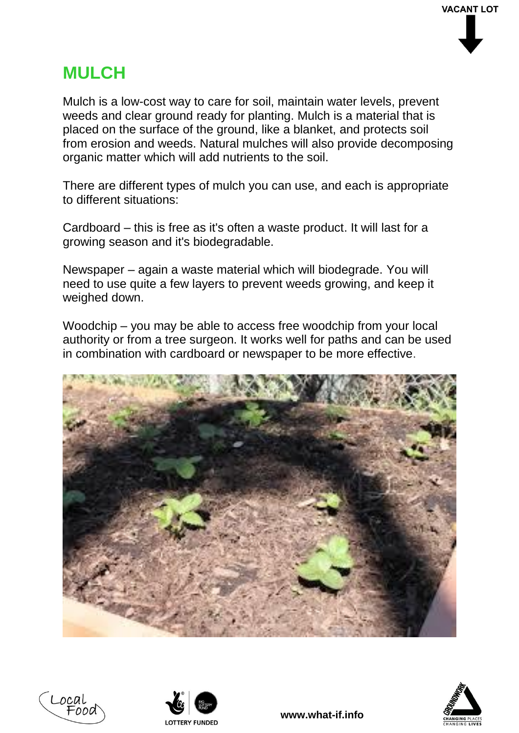VACANT LOT

# MULCH

Mulch is a low-cost way to care for soil, maintain water levels, prevent weeds and clear ground ready for planting. Mulch is a material that is placed on the surface of the ground, like a blanket, and protects soil from erosion and weeds. Natural mulches will also provide decomposing organic matter which will add nutrients to the soil.

There are different types of mulch you can use, and each is appropriate to different situations:

Cardboard – this is free as it's often a waste product. It will last for a growing season and it's biodegradable.

Newspaper – again a waste material which will biodegrade. You will need to use quite a few layers to prevent weeds growing, and keep it weighed down.

Woodchip – you may be able to access free woodchip from your local authority or from a tree surgeon. It works well for paths and can be used in combination with cardboard or newspaper to be more effective.

www.what-if.info